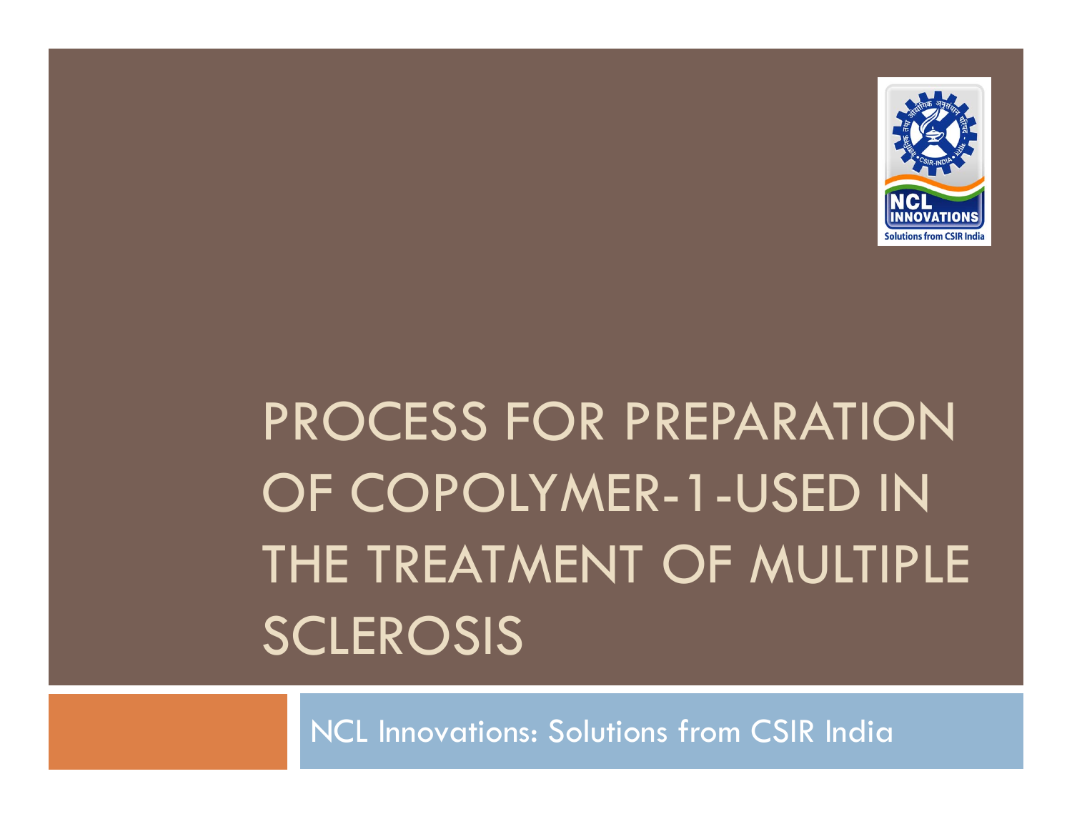# PROCESS FOR PREPARATION OF COPOLYMER-1-USED IN THE TREATMENT OF MULTIPLE SCLEROSIS

NCL Innovations: Solutions from CSIR India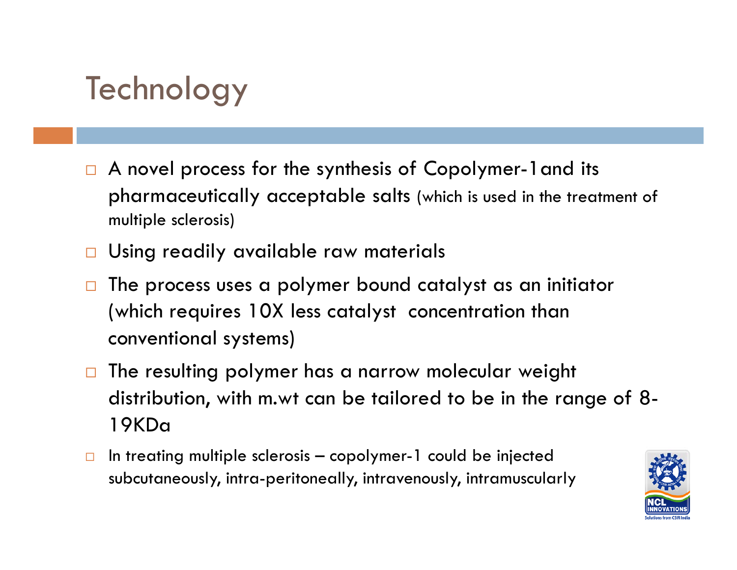# Technology

- A novel process for the synthesis of Copolymer-1and its pharmaceutically acceptable salts (which is used in the treatment of multiple sclerosis)
- Using readily available raw materials
- The process uses a polymer bound catalyst as an initiator (which requires 10X less catalyst concentration than conventional systems)
- The resulting polymer has a narrow molecular weight distribution, with m.wt can be tailored to be in the range of 8-19KDa
- In treating multiple sclerosis – copolymer-1 could be injected subcutaneously, intra-peritoneally, intravenously, intramuscularly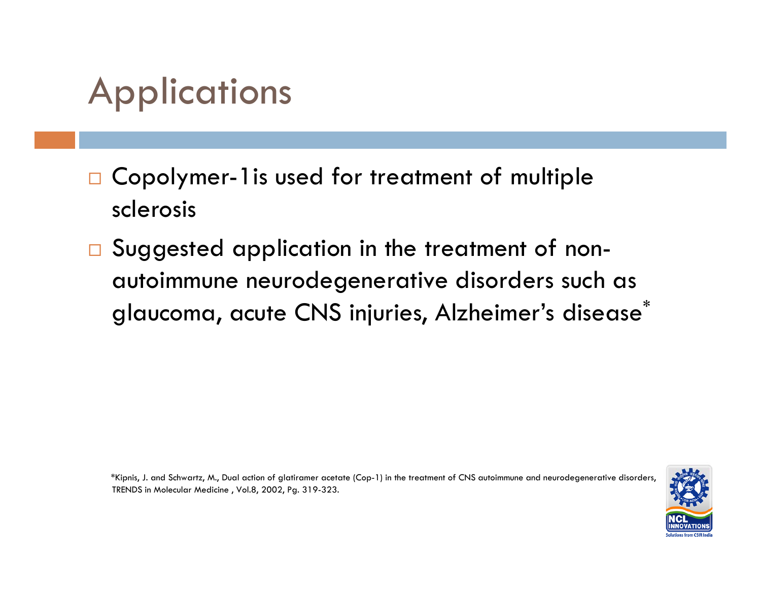# Applications

- Copolymer-1is used for treatment of multiple sclerosis
- Suggested application in the treatment of non-autoimmune neurodegenerative disorders such as glaucoma, acute CNS injuries, Alzheimer's disease*

*Kipnis, J. and Schwartz, M., Dual action of glatiramer acetate (Cop-1) in the treatment of CNS autoimmune and neurodegenerative disorders, TRENDS in Molecular Medicine , Vol.8, 2002, Pg. 319-323.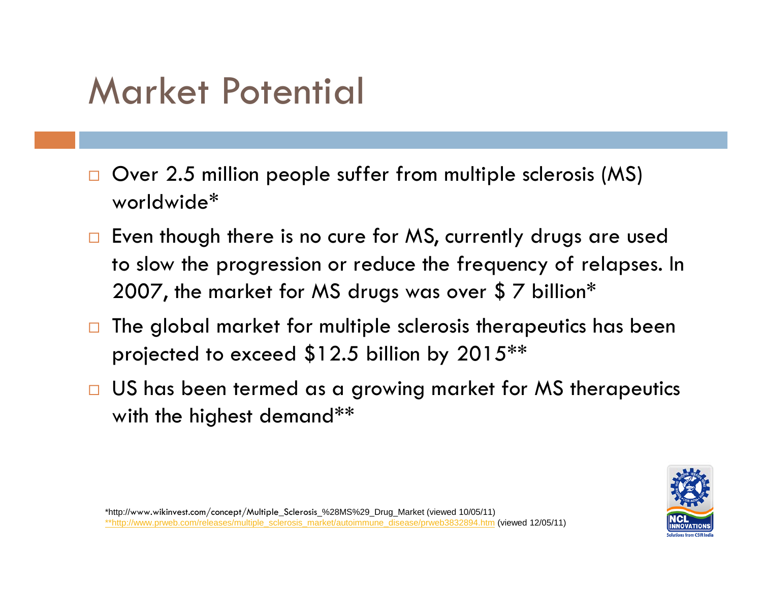# Market Potential

- Over 2.5 million people suffer from multiple sclerosis (MS) worldwide*
- Even though there is no cure for MS, currently drugs are used to slow the progression or reduce the frequency of relapses. In 2007, the market for MS drugs was over $ 7 billion*
- The global market for multiple sclerosis therapeutics has been projected to exceed $12.5 billion by 2015**
- US has been termed as a growing market for MS therapeutics with the highest demand**

*http://www.wikinvest.com/concept/Multiple_Sclerosis_%28MS%29_Drug_Market (viewed 10/05/11)
**http://www.prweb.com/releases/multiple_sclerosis_market/autoimmune_disease/prweb3832894.htm (viewed 12/05/11)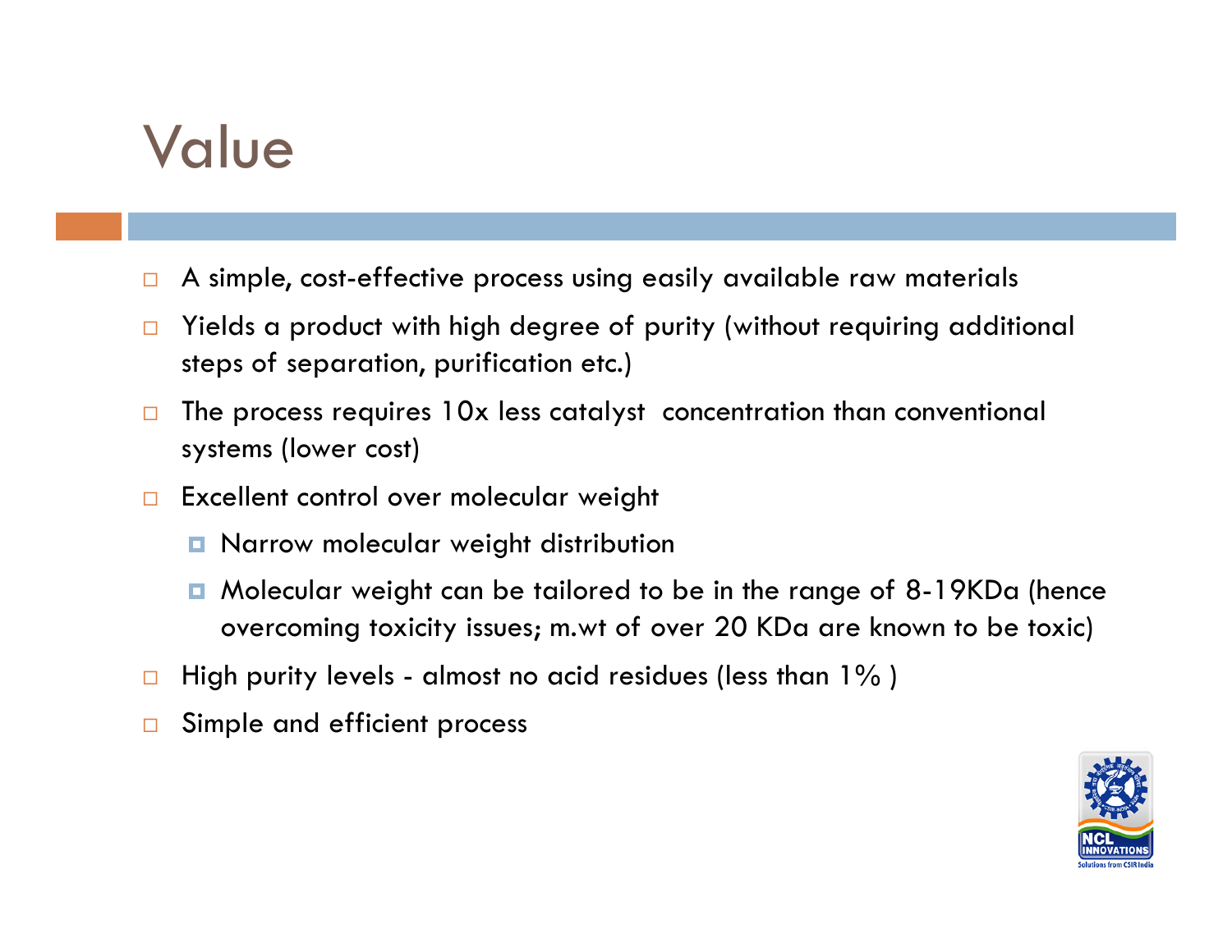# Value

- A simple, cost-effective process using easily available raw materials
- Yields a product with high degree of purity (without requiring additional steps of separation, purification etc.)
- The process requires 10x less catalyst concentration than conventional systems (lower cost)
- Excellent control over molecular weight
  - Narrow molecular weight distribution
  - Molecular weight can be tailored to be in the range of 8-19KDa (hence overcoming toxicity issues; m.wt of over 20 KDa are known to be toxic)
- High purity levels - almost no acid residues (less than 1% )
- Simple and efficient process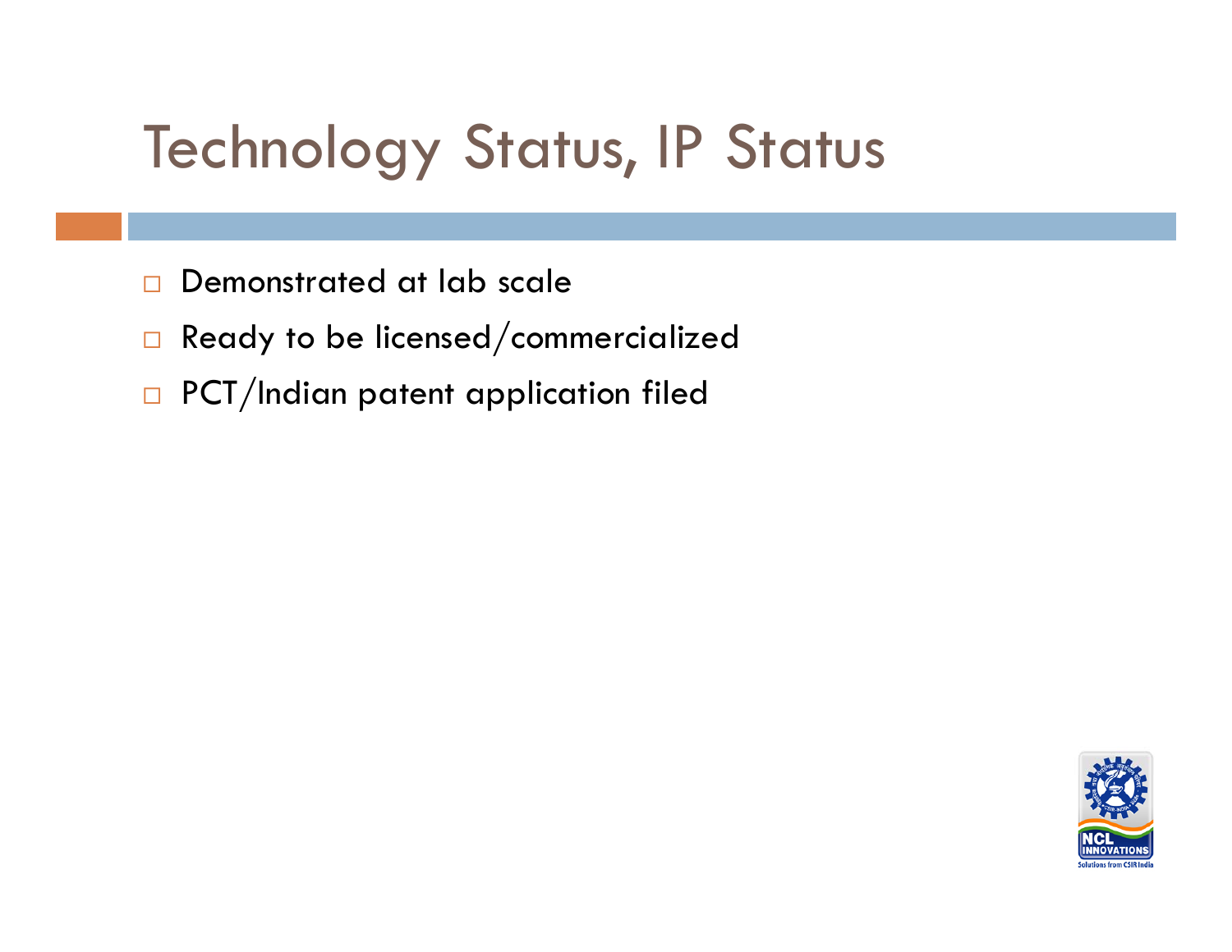# Technology Status, IP Status

- Demonstrated at lab scale
- Ready to be licensed/commercialized
- PCT/Indian patent application filed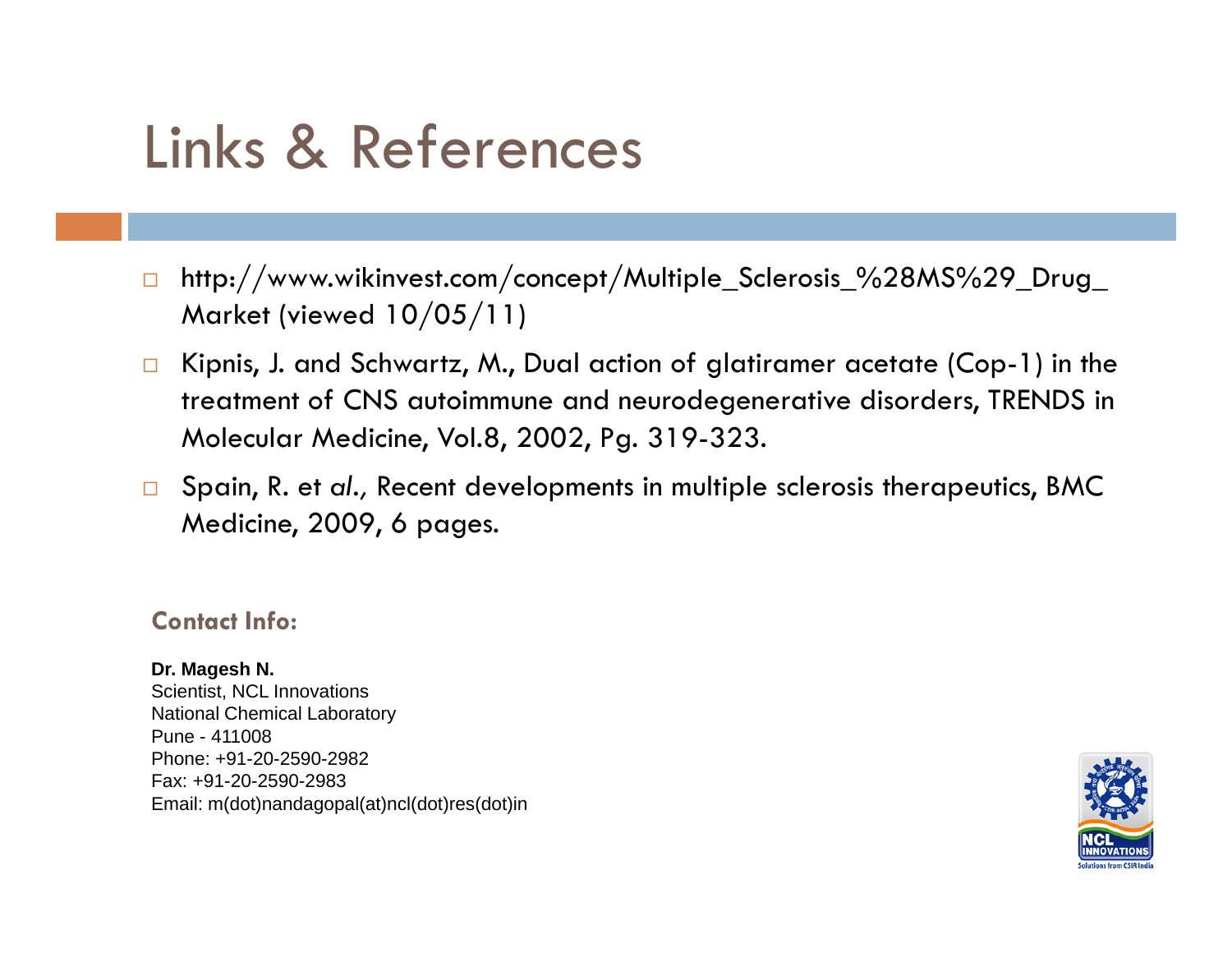# Links & References

- http://www.wikinvest.com/concept/Multiple_Sclerosis_%28MS%29_Drug_Market (viewed 10/05/11)
- Kipnis, J. and Schwartz, M., Dual action of glatiramer acetate (Cop-1) in the treatment of CNS autoimmune and neurodegenerative disorders, TRENDS in Molecular Medicine, Vol.8, 2002, Pg. 319-323.
- Spain, R. et *al.,* Recent developments in multiple sclerosis therapeutics, BMC Medicine, 2009, 6 pages.

**Contact Info:**

**Dr. Magesh N.**
Scientist, NCL Innovations
National Chemical Laboratory
Pune - 411008
Phone: +91-20-2590-2982
Fax: +91-20-2590-2983
Email: m(dot)nandagopal(at)ncl(dot)res(dot)in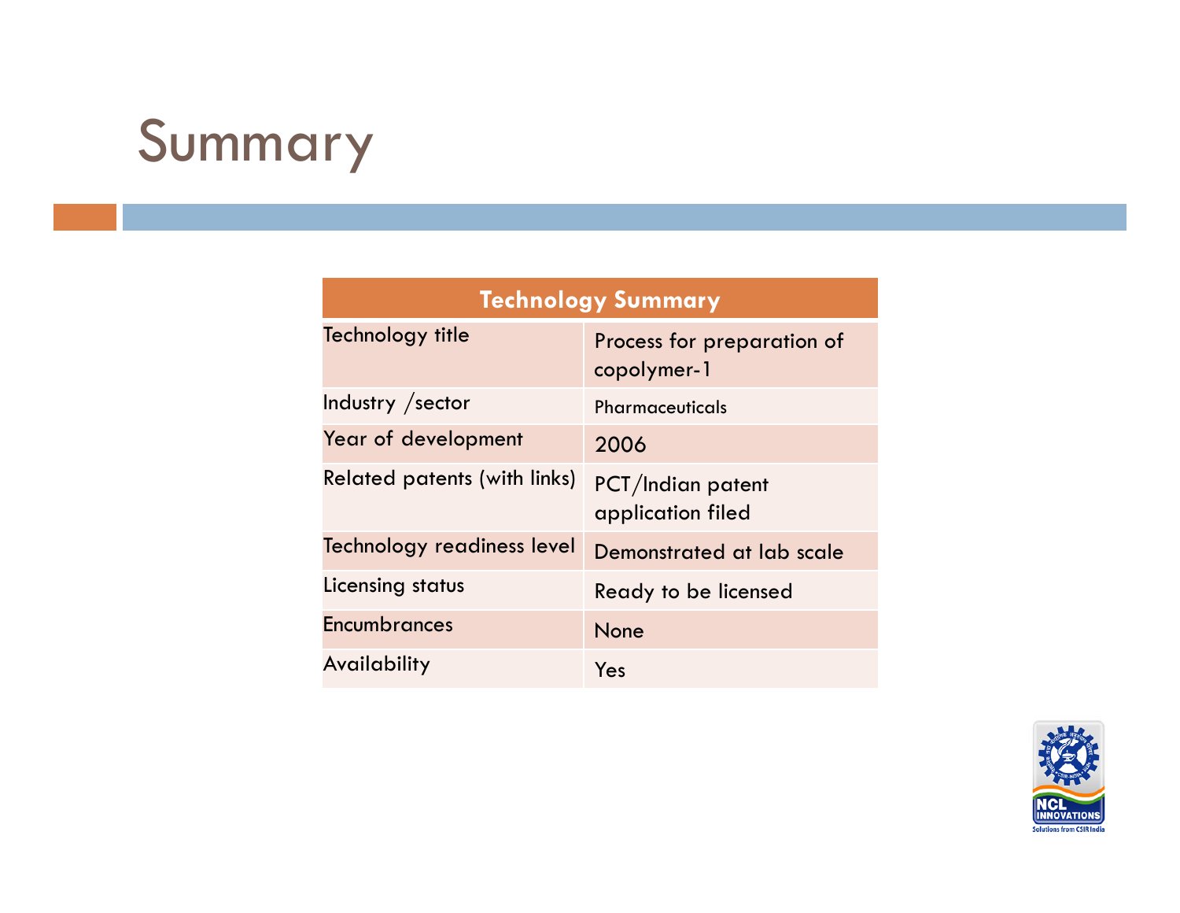# Summary

| Technology Summary | |
|---|---|
| Technology title | Process for preparation of copolymer-1 |
| Industry /sector | Pharmaceuticals |
| Year of development | 2006 |
| Related patents (with links) | PCT/Indian patent application filed |
| Technology readiness level | Demonstrated at lab scale |
| Licensing status | Ready to be licensed |
| Encumbrances | None |
| Availability | Yes |